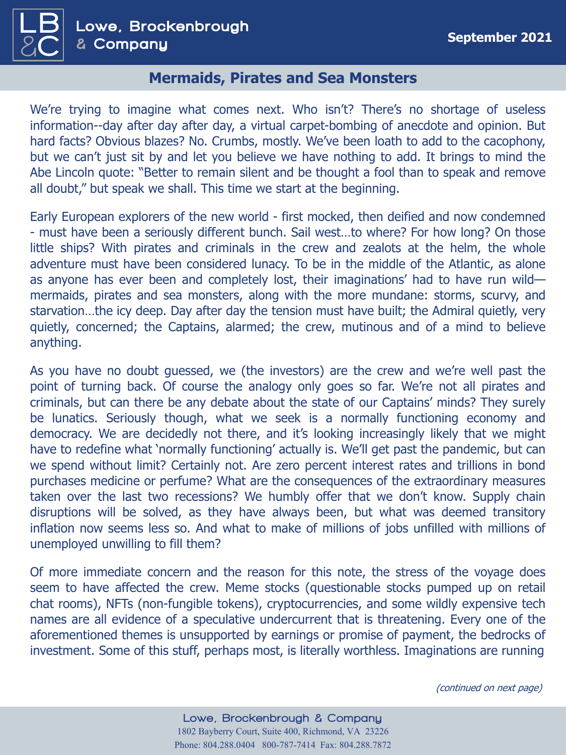Lowe, Brockenbrough & Company

September 2021

## Mermaids, Pirates and Sea Monsters

We're trying to imagine what comes next. Who isn't? There's no shortage of useless information--day after day after day, a virtual carpet-bombing of anecdote and opinion. But hard facts? Obvious blazes? No. Crumbs, mostly. We've been loath to add to the cacophony, but we can't just sit by and let you believe we have nothing to add. It brings to mind the Abe Lincoln quote: "Better to remain silent and be thought a fool than to speak and remove all doubt," but speak we shall. This time we start at the beginning.

Early European explorers of the new world - first mocked, then deified and now condemned - must have been a seriously different bunch. Sail west…to where? For how long? On those little ships? With pirates and criminals in the crew and zealots at the helm, the whole adventure must have been considered lunacy. To be in the middle of the Atlantic, as alone as anyone has ever been and completely lost, their imaginations' had to have run wild—mermaids, pirates and sea monsters, along with the more mundane: storms, scurvy, and starvation…the icy deep. Day after day the tension must have built; the Admiral quietly, very quietly, concerned; the Captains, alarmed; the crew, mutinous and of a mind to believe anything.

As you have no doubt guessed, we (the investors) are the crew and we're well past the point of turning back. Of course the analogy only goes so far. We're not all pirates and criminals, but can there be any debate about the state of our Captains' minds? They surely be lunatics. Seriously though, what we seek is a normally functioning economy and democracy. We are decidedly not there, and it's looking increasingly likely that we might have to redefine what 'normally functioning' actually is. We'll get past the pandemic, but can we spend without limit? Certainly not. Are zero percent interest rates and trillions in bond purchases medicine or perfume? What are the consequences of the extraordinary measures taken over the last two recessions? We humbly offer that we don't know. Supply chain disruptions will be solved, as they have always been, but what was deemed transitory inflation now seems less so. And what to make of millions of jobs unfilled with millions of unemployed unwilling to fill them?

Of more immediate concern and the reason for this note, the stress of the voyage does seem to have affected the crew. Meme stocks (questionable stocks pumped up on retail chat rooms), NFTs (non-fungible tokens), cryptocurrencies, and some wildly expensive tech names are all evidence of a speculative undercurrent that is threatening. Every one of the aforementioned themes is unsupported by earnings or promise of payment, the bedrocks of investment. Some of this stuff, perhaps most, is literally worthless. Imaginations are running

*(continued on next page)*

Lowe, Brockenbrough & Company
1802 Bayberry Court, Suite 400, Richmond, VA 23226
Phone: 804.288.0404 800-787-7414 Fax: 804.288.7872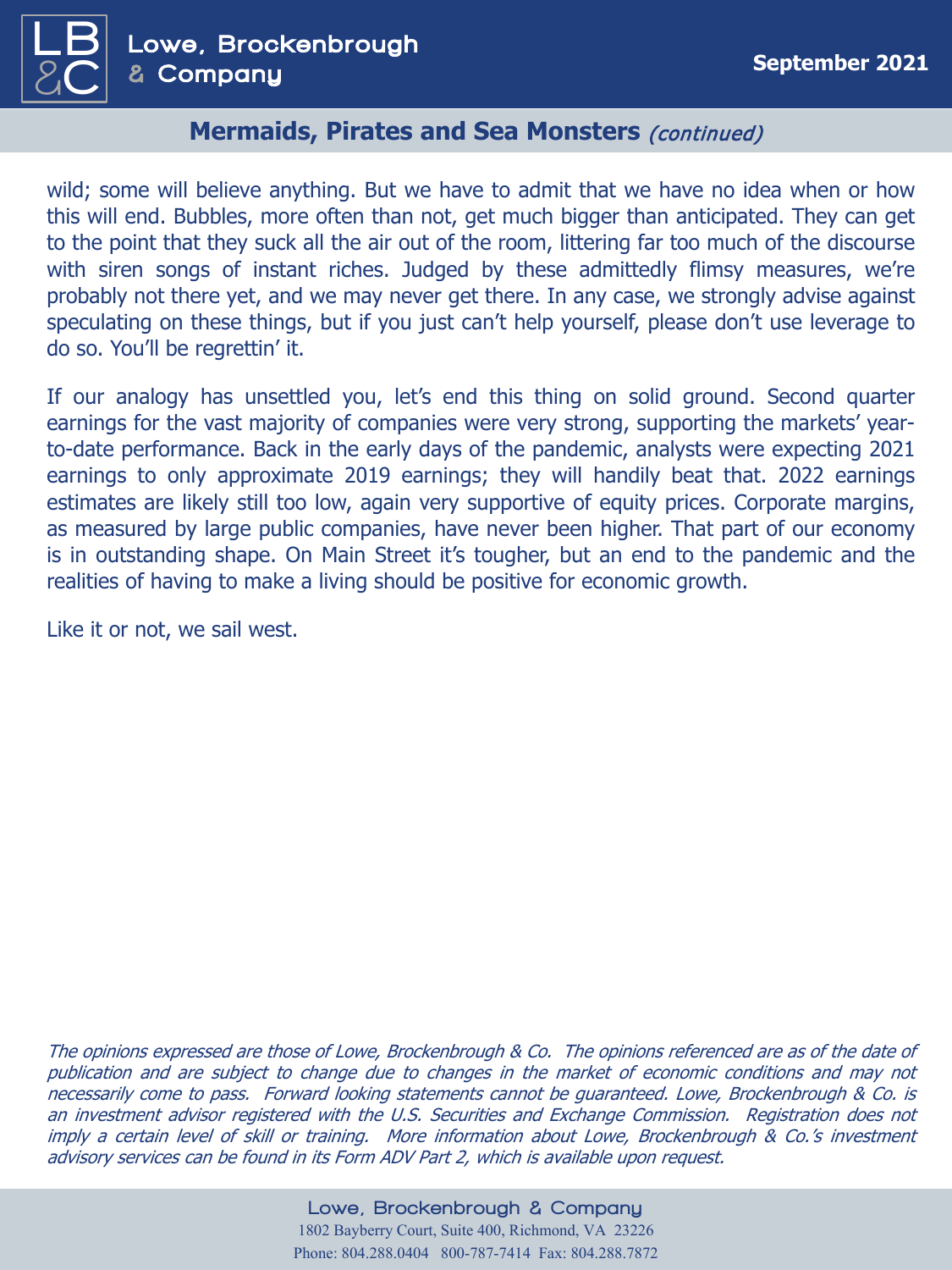## Mermaids, Pirates and Sea Monsters *(continued)*

wild; some will believe anything. But we have to admit that we have no idea when or how this will end. Bubbles, more often than not, get much bigger than anticipated. They can get to the point that they suck all the air out of the room, littering far too much of the discourse with siren songs of instant riches. Judged by these admittedly flimsy measures, we're probably not there yet, and we may never get there. In any case, we strongly advise against speculating on these things, but if you just can't help yourself, please don't use leverage to do so. You'll be regrettin' it.

If our analogy has unsettled you, let's end this thing on solid ground. Second quarter earnings for the vast majority of companies were very strong, supporting the markets' year-to-date performance. Back in the early days of the pandemic, analysts were expecting 2021 earnings to only approximate 2019 earnings; they will handily beat that. 2022 earnings estimates are likely still too low, again very supportive of equity prices. Corporate margins, as measured by large public companies, have never been higher. That part of our economy is in outstanding shape. On Main Street it's tougher, but an end to the pandemic and the realities of having to make a living should be positive for economic growth.

Like it or not, we sail west.

*The opinions expressed are those of Lowe, Brockenbrough & Co. The opinions referenced are as of the date of publication and are subject to change due to changes in the market of economic conditions and may not necessarily come to pass. Forward looking statements cannot be guaranteed. Lowe, Brockenbrough & Co. is an investment advisor registered with the U.S. Securities and Exchange Commission. Registration does not imply a certain level of skill or training. More information about Lowe, Brockenbrough & Co.'s investment advisory services can be found in its Form ADV Part 2, which is available upon request.*

Lowe, Brockenbrough & Company
1802 Bayberry Court, Suite 400, Richmond, VA 23226
Phone: 804.288.0404 800-787-7414 Fax: 804.288.7872